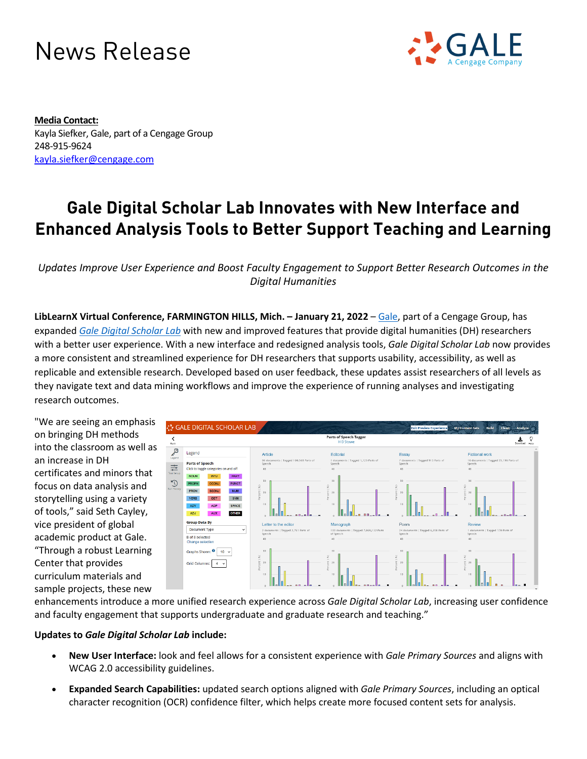# News Release

**Media Contact:**
Kayla Siefker, Gale, part of a Cengage Group
248-915-9624
kayla.siefker@cengage.com

## Gale Digital Scholar Lab Innovates with New Interface and Enhanced Analysis Tools to Better Support Teaching and Learning

*Updates Improve User Experience and Boost Faculty Engagement to Support Better Research Outcomes in the Digital Humanities*

**LibLearnX Virtual Conference, FARMINGTON HILLS, Mich. – January 21, 2022** – Gale, part of a Cengage Group, has expanded *Gale Digital Scholar Lab* with new and improved features that provide digital humanities (DH) researchers with a better user experience. With a new interface and redesigned analysis tools, *Gale Digital Scholar Lab* now provides a more consistent and streamlined experience for DH researchers that supports usability, accessibility, as well as replicable and extensible research. Developed based on user feedback, these updates assist researchers of all levels as they navigate text and data mining workflows and improve the experience of running analyses and investigating research outcomes.

"We are seeing an emphasis on bringing DH methods into the classroom as well as an increase in DH certificates and minors that focus on data analysis and storytelling using a variety of tools," said Seth Cayley, vice president of global academic product at Gale. "Through a robust Learning Center that provides curriculum materials and sample projects, these new enhancements introduce a more unified research experience across *Gale Digital Scholar Lab*, increasing user confidence and faculty engagement that supports undergraduate and graduate research and teaching."

**Updates to *Gale Digital Scholar Lab* include:**

- **New User Interface:** look and feel allows for a consistent experience with *Gale Primary Sources* and aligns with WCAG 2.0 accessibility guidelines.
- **Expanded Search Capabilities:** updated search options aligned with *Gale Primary Sources*, including an optical character recognition (OCR) confidence filter, which helps create more focused content sets for analysis.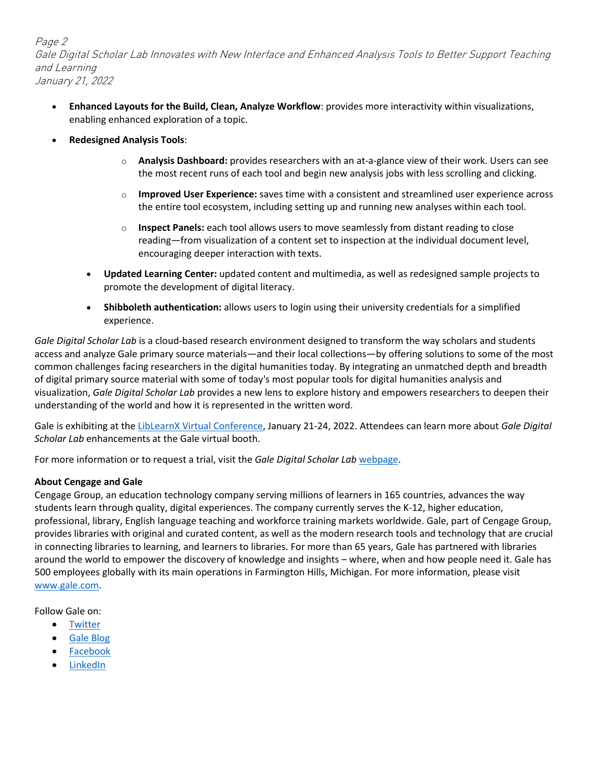- **Enhanced Layouts for the Build, Clean, Analyze Workflow**: provides more interactivity within visualizations, enabling enhanced exploration of a topic.
- **Redesigned Analysis Tools**:
  - **Analysis Dashboard:** provides researchers with an at-a-glance view of their work. Users can see the most recent runs of each tool and begin new analysis jobs with less scrolling and clicking.
  - **Improved User Experience:** saves time with a consistent and streamlined user experience across the entire tool ecosystem, including setting up and running new analyses within each tool.
  - **Inspect Panels:** each tool allows users to move seamlessly from distant reading to close reading—from visualization of a content set to inspection at the individual document level, encouraging deeper interaction with texts.
- **Updated Learning Center:** updated content and multimedia, as well as redesigned sample projects to promote the development of digital literacy.
- **Shibboleth authentication:** allows users to login using their university credentials for a simplified experience.

*Gale Digital Scholar Lab* is a cloud-based research environment designed to transform the way scholars and students access and analyze Gale primary source materials—and their local collections—by offering solutions to some of the most common challenges facing researchers in the digital humanities today. By integrating an unmatched depth and breadth of digital primary source material with some of today's most popular tools for digital humanities analysis and visualization, *Gale Digital Scholar Lab* provides a new lens to explore history and empowers researchers to deepen their understanding of the world and how it is represented in the written word.

Gale is exhibiting at the LibLearnX Virtual Conference, January 21-24, 2022. Attendees can learn more about *Gale Digital Scholar Lab* enhancements at the Gale virtual booth.

For more information or to request a trial, visit the *Gale Digital Scholar Lab* webpage.

**About Cengage and Gale**

Cengage Group, an education technology company serving millions of learners in 165 countries, advances the way students learn through quality, digital experiences. The company currently serves the K-12, higher education, professional, library, English language teaching and workforce training markets worldwide. Gale, part of Cengage Group, provides libraries with original and curated content, as well as the modern research tools and technology that are crucial in connecting libraries to learning, and learners to libraries. For more than 65 years, Gale has partnered with libraries around the world to empower the discovery of knowledge and insights – where, when and how people need it. Gale has 500 employees globally with its main operations in Farmington Hills, Michigan. For more information, please visit www.gale.com.

Follow Gale on:

- Twitter
- Gale Blog
- Facebook
- LinkedIn